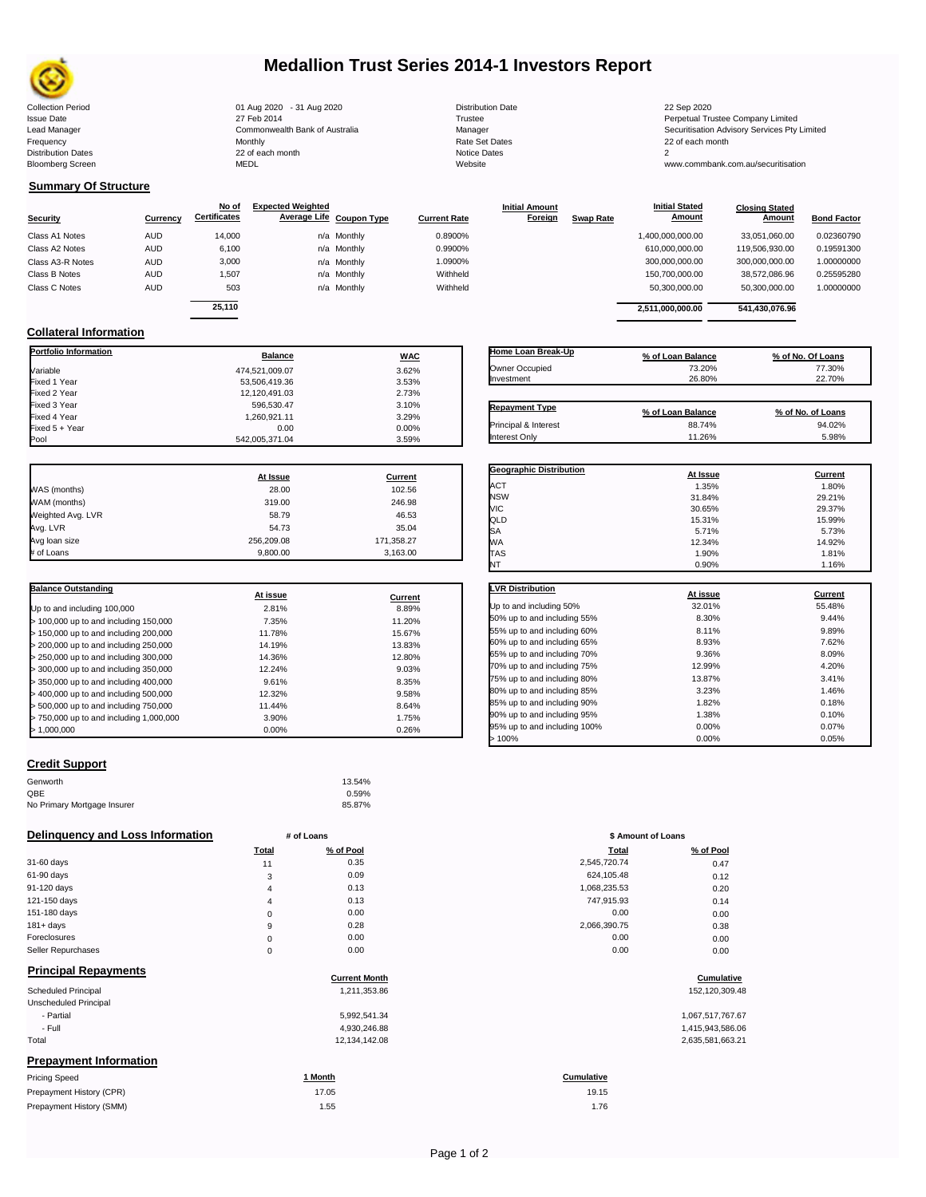# Medallion Trust Series 2014-1 Investors Report

| | | | |
|---|---|---|---|
| Collection Period | 01 Aug 2020 - 31 Aug 2020 | Distribution Date | 22 Sep 2020 |
| Issue Date | 27 Feb 2014 | Trustee | Perpetual Trustee Company Limited |
| Lead Manager | Commonwealth Bank of Australia | Manager | Securitisation Advisory Services Pty Limited |
| Frequency | Monthly | Rate Set Dates | 22 of each month |
| Distribution Dates | 22 of each month | Notice Dates | 2 |
| Bloomberg Screen | MEDL | Website | www.commbank.com.au/securitisation |

## Summary Of Structure

| Security | Currency | No of Certificates | Expected Weighted Average Life | Coupon Type | Current Rate | Initial Amount Foreign | Swap Rate | Initial Stated Amount | Closing Stated Amount | Bond Factor |
|---|---|---|---|---|---|---|---|---|---|---|
| Class A1 Notes | AUD | 14,000 | n/a | Monthly | 0.8900% | | | 1,400,000,000.00 | 33,051,060.00 | 0.02360790 |
| Class A2 Notes | AUD | 6,100 | n/a | Monthly | 0.9900% | | | 610,000,000.00 | 119,506,930.00 | 0.19591300 |
| Class A3-R Notes | AUD | 3,000 | n/a | Monthly | 1.0900% | | | 300,000,000.00 | 300,000,000.00 | 1.00000000 |
| Class B Notes | AUD | 1,507 | n/a | Monthly | Withheld | | | 150,700,000.00 | 38,572,086.96 | 0.25595280 |
| Class C Notes | AUD | 503 | n/a | Monthly | Withheld | | | 50,300,000.00 | 50,300,000.00 | 1.00000000 |
| | | 25,110 | | | | | | 2,511,000,000.00 | 541,430,076.96 | |

## Collateral Information

| Portfolio Information | Balance | WAC |
|---|---|---|
| Variable | 474,521,009.07 | 3.62% |
| Fixed 1 Year | 53,506,419.36 | 3.53% |
| Fixed 2 Year | 12,120,491.03 | 2.73% |
| Fixed 3 Year | 596,530.47 | 3.10% |
| Fixed 4 Year | 1,260,921.11 | 3.29% |
| Fixed 5 + Year | 0.00 | 0.00% |
| Pool | 542,005,371.04 | 3.59% |

| Home Loan Break-Up | % of Loan Balance | % of No. Of Loans |
|---|---|---|
| Owner Occupied | 73.20% | 77.30% |
| Investment | 26.80% | 22.70% |

| Repayment Type | % of Loan Balance | % of No. of Loans |
|---|---|---|
| Principal & Interest | 88.74% | 94.02% |
| Interest Only | 11.26% | 5.98% |

| | At Issue | Current |
|---|---|---|
| WAS (months) | 28.00 | 102.56 |
| WAM (months) | 319.00 | 246.98 |
| Weighted Avg. LVR | 58.79 | 46.53 |
| Avg. LVR | 54.73 | 35.04 |
| Avg loan size | 256,209.08 | 171,358.27 |
| # of Loans | 9,800.00 | 3,163.00 |

| Geographic Distribution | At Issue | Current |
|---|---|---|
| ACT | 1.35% | 1.80% |
| NSW | 31.84% | 29.21% |
| VIC | 30.65% | 29.37% |
| QLD | 15.31% | 15.99% |
| SA | 5.71% | 5.73% |
| WA | 12.34% | 14.92% |
| TAS | 1.90% | 1.81% |
| NT | 0.90% | 1.16% |

| Balance Outstanding | At issue | Current |
|---|---|---|
| Up to and including 100,000 | 2.81% | 8.89% |
| > 100,000 up to and including 150,000 | 7.35% | 11.20% |
| > 150,000 up to and including 200,000 | 11.78% | 15.67% |
| > 200,000 up to and including 250,000 | 14.19% | 13.83% |
| > 250,000 up to and including 300,000 | 14.36% | 12.80% |
| > 300,000 up to and including 350,000 | 12.24% | 9.03% |
| > 350,000 up to and including 400,000 | 9.61% | 8.35% |
| > 400,000 up to and including 500,000 | 12.32% | 9.58% |
| > 500,000 up to and including 750,000 | 11.44% | 8.64% |
| > 750,000 up to and including 1,000,000 | 3.90% | 1.75% |
| > 1,000,000 | 0.00% | 0.26% |

| LVR Distribution | At issue | Current |
|---|---|---|
| Up to and including 50% | 32.01% | 55.48% |
| 50% up to and including 55% | 8.30% | 9.44% |
| 55% up to and including 60% | 8.11% | 9.89% |
| 60% up to and including 65% | 8.93% | 7.62% |
| 65% up to and including 70% | 9.36% | 8.09% |
| 70% up to and including 75% | 12.99% | 4.20% |
| 75% up to and including 80% | 13.87% | 3.41% |
| 80% up to and including 85% | 3.23% | 1.46% |
| 85% up to and including 90% | 1.82% | 0.18% |
| 90% up to and including 95% | 1.38% | 0.10% |
| 95% up to and including 100% | 0.00% | 0.07% |
| > 100% | 0.00% | 0.05% |

## Credit Support

| | |
|---|---|
| Genworth | 13.54% |
| QBE | 0.59% |
| No Primary Mortgage Insurer | 85.87% |

## Delinquency and Loss Information

| | # of Loans Total | # of Loans % of Pool | $ Amount of Loans Total | $ Amount of Loans % of Pool |
|---|---|---|---|---|
| 31-60 days | 11 | 0.35 | 2,545,720.74 | 0.47 |
| 61-90 days | 3 | 0.09 | 624,105.48 | 0.12 |
| 91-120 days | 4 | 0.13 | 1,068,235.53 | 0.20 |
| 121-150 days | 4 | 0.13 | 747,915.93 | 0.14 |
| 151-180 days | 0 | 0.00 | 0.00 | 0.00 |
| 181+ days | 9 | 0.28 | 2,066,390.75 | 0.38 |
| Foreclosures | 0 | 0.00 | 0.00 | 0.00 |
| Seller Repurchases | 0 | 0.00 | 0.00 | 0.00 |

## Principal Repayments

| | Current Month | Cumulative |
|---|---|---|
| Scheduled Principal | 1,211,353.86 | 152,120,309.48 |
| Unscheduled Principal | | |
| - Partial | 5,992,541.34 | 1,067,517,767.67 |
| - Full | 4,930,246.88 | 1,415,943,586.06 |
| Total | 12,134,142.08 | 2,635,581,663.21 |

## Prepayment Information

| Pricing Speed | 1 Month | Cumulative |
|---|---|---|
| Prepayment History (CPR) | 17.05 | 19.15 |
| Prepayment History (SMM) | 1.55 | 1.76 |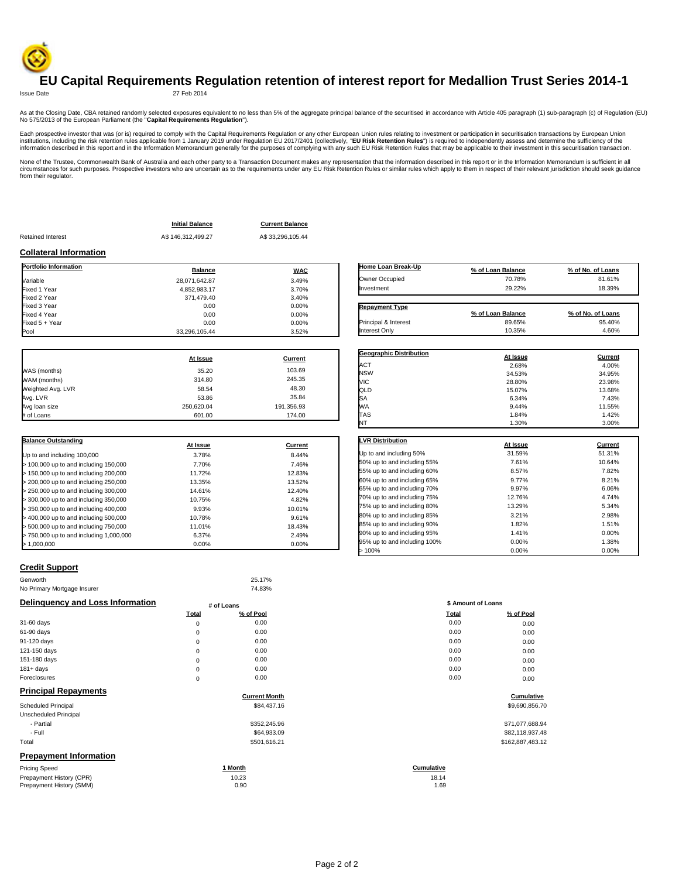# EU Capital Requirements Regulation retention of interest report for Medallion Trust Series 2014-1

Issue Date 27 Feb 2014

As at the Closing Date, CBA retained randomly selected exposures equivalent to no less than 5% of the aggregate principal balance of the securitised in accordance with Article 405 paragraph (1) sub-paragraph (c) of Regulation (EU) No 575/2013 of the European Parliament (the "**Capital Requirements Regulation**").

Each prospective investor that was (or is) required to comply with the Capital Requirements Regulation or any other European Union rules relating to investment or participation in securitisation transactions by European Union institutions, including the risk retention rules applicable from 1 January 2019 under Regulation EU 2017/2401 (collectively, "**EU Risk Retention Rules**") is required to independently assess and determine the sufficiency of the information described in this report and in the Information Memorandum generally for the purposes of complying with any such EU Risk Retention Rules that may be applicable to their investment in this securitisation transaction.

None of the Trustee, Commonwealth Bank of Australia and each other party to a Transaction Document makes any representation that the information described in this report or in the Information Memorandum is sufficient in all circumstances for such purposes. Prospective investors who are uncertain as to the requirements under any EU Risk Retention Rules or similar rules which apply to them in respect of their relevant jurisdiction should seek guidance from their regulator.

| | Initial Balance | Current Balance |
|---|---|---|
| Retained Interest | A$ 146,312,499.27 | A$ 33,296,105.44 |

## Collateral Information

| Portfolio Information | Balance | WAC |
|---|---|---|
| Variable | 28,071,642.87 | 3.49% |
| Fixed 1 Year | 4,852,983.17 | 3.70% |
| Fixed 2 Year | 371,479.40 | 3.40% |
| Fixed 3 Year | 0.00 | 0.00% |
| Fixed 4 Year | 0.00 | 0.00% |
| Fixed 5 + Year | 0.00 | 0.00% |
| Pool | 33,296,105.44 | 3.52% |

| Home Loan Break-Up | % of Loan Balance | % of No. of Loans |
|---|---|---|
| Owner Occupied | 70.78% | 81.61% |
| Investment | 29.22% | 18.39% |

| Repayment Type | % of Loan Balance | % of No. of Loans |
|---|---|---|
| Principal & Interest | 89.65% | 95.40% |
| Interest Only | 10.35% | 4.60% |

| | At Issue | Current |
|---|---|---|
| WAS (months) | 35.20 | 103.69 |
| WAM (months) | 314.80 | 245.35 |
| Weighted Avg. LVR | 58.54 | 48.30 |
| Avg. LVR | 53.86 | 35.84 |
| Avg loan size | 250,620.04 | 191,356.93 |
| # of Loans | 601.00 | 174.00 |

| Geographic Distribution | At Issue | Current |
|---|---|---|
| ACT | 2.68% | 4.00% |
| NSW | 34.53% | 34.95% |
| VIC | 28.80% | 23.98% |
| QLD | 15.07% | 13.68% |
| SA | 6.34% | 7.43% |
| WA | 9.44% | 11.55% |
| TAS | 1.84% | 1.42% |
| NT | 1.30% | 3.00% |

| Balance Outstanding | At Issue | Current |
|---|---|---|
| Up to and including 100,000 | 3.78% | 8.44% |
| > 100,000 up to and including 150,000 | 7.70% | 7.46% |
| > 150,000 up to and including 200,000 | 11.72% | 12.83% |
| > 200,000 up to and including 250,000 | 13.35% | 13.52% |
| > 250,000 up to and including 300,000 | 14.61% | 12.40% |
| > 300,000 up to and including 350,000 | 10.75% | 4.82% |
| > 350,000 up to and including 400,000 | 9.93% | 10.01% |
| > 400,000 up to and including 500,000 | 10.78% | 9.61% |
| > 500,000 up to and including 750,000 | 11.01% | 18.43% |
| > 750,000 up to and including 1,000,000 | 6.37% | 2.49% |
| > 1,000,000 | 0.00% | 0.00% |

| LVR Distribution | At Issue | Current |
|---|---|---|
| Up to and including 50% | 31.59% | 51.31% |
| 50% up to and including 55% | 7.61% | 10.64% |
| 55% up to and including 60% | 8.57% | 7.82% |
| 60% up to and including 65% | 9.77% | 8.21% |
| 65% up to and including 70% | 9.97% | 6.06% |
| 70% up to and including 75% | 12.76% | 4.74% |
| 75% up to and including 80% | 13.29% | 5.34% |
| 80% up to and including 85% | 3.21% | 2.98% |
| 85% up to and including 90% | 1.82% | 1.51% |
| 90% up to and including 95% | 1.41% | 0.00% |
| 95% up to and including 100% | 0.00% | 1.38% |
| > 100% | 0.00% | 0.00% |

## Credit Support

| | |
|---|---|
| Genworth | 25.17% |
| No Primary Mortgage Insurer | 74.83% |

## Delinquency and Loss Information

| | # of Loans | | $ Amount of Loans | |
|---|---|---|---|---|
| | Total | % of Pool | Total | % of Pool |
| 31-60 days | 0 | 0.00 | 0.00 | 0.00 |
| 61-90 days | 0 | 0.00 | 0.00 | 0.00 |
| 91-120 days | 0 | 0.00 | 0.00 | 0.00 |
| 121-150 days | 0 | 0.00 | 0.00 | 0.00 |
| 151-180 days | 0 | 0.00 | 0.00 | 0.00 |
| 181+ days | 0 | 0.00 | 0.00 | 0.00 |
| Foreclosures | 0 | 0.00 | 0.00 | 0.00 |

## Principal Repayments

| | Current Month | Cumulative |
|---|---|---|
| Scheduled Principal | $84,437.16 | $9,690,856.70 |
| Unscheduled Principal | | |
| - Partial | $352,245.96 | $71,077,688.94 |
| - Full | $64,933.09 | $82,118,937.48 |
| Total | $501,616.21 | $162,887,483.12 |

## Prepayment Information

| Pricing Speed | 1 Month | Cumulative |
|---|---|---|
| Prepayment History (CPR) | 10.23 | 18.14 |
| Prepayment History (SMM) | 0.90 | 1.69 |